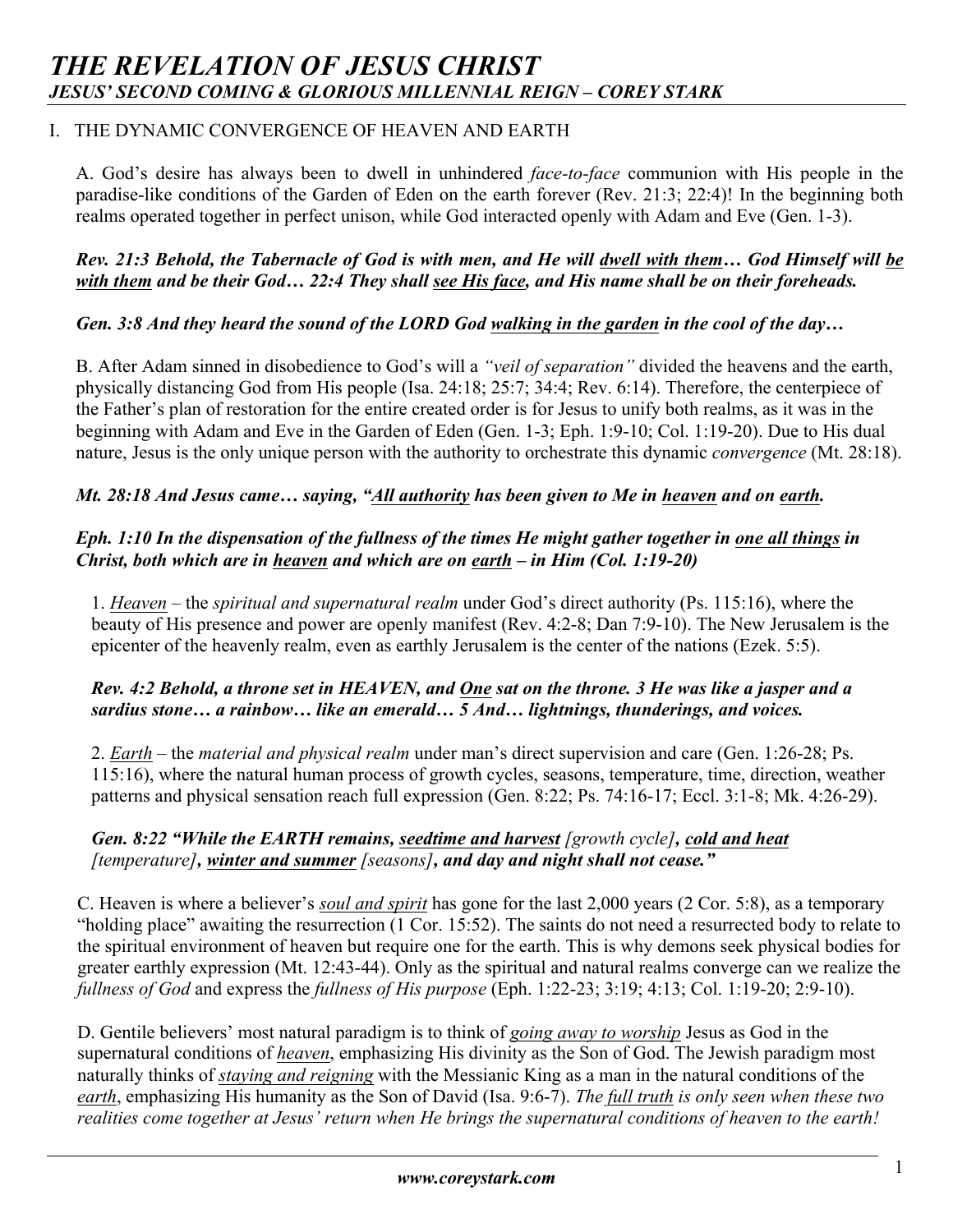# *THE REVELATION OF JESUS CHRIST*
## *JESUS' SECOND COMING & GLORIOUS MILLENNIAL REIGN – COREY STARK*

### I. THE DYNAMIC CONVERGENCE OF HEAVEN AND EARTH

A. God's desire has always been to dwell in unhindered *face-to-face* communion with His people in the paradise-like conditions of the Garden of Eden on the earth forever (Rev. 21:3; 22:4)! In the beginning both realms operated together in perfect unison, while God interacted openly with Adam and Eve (Gen. 1-3).

***Rev. 21:3 Behold, the Tabernacle of God is with men, and He will dwell with them… God Himself will be with them and be their God… 22:4 They shall see His face, and His name shall be on their foreheads.***

***Gen. 3:8 And they heard the sound of the LORD God walking in the garden in the cool of the day…***

B. After Adam sinned in disobedience to God's will a *"veil of separation"* divided the heavens and the earth, physically distancing God from His people (Isa. 24:18; 25:7; 34:4; Rev. 6:14). Therefore, the centerpiece of the Father's plan of restoration for the entire created order is for Jesus to unify both realms, as it was in the beginning with Adam and Eve in the Garden of Eden (Gen. 1-3; Eph. 1:9-10; Col. 1:19-20). Due to His dual nature, Jesus is the only unique person with the authority to orchestrate this dynamic *convergence* (Mt. 28:18).

***Mt. 28:18 And Jesus came… saying, "All authority has been given to Me in heaven and on earth.***

***Eph. 1:10 In the dispensation of the fullness of the times He might gather together in one all things in Christ, both which are in heaven and which are on earth – in Him (Col. 1:19-20)***

1. *Heaven* – the *spiritual and supernatural realm* under God's direct authority (Ps. 115:16), where the beauty of His presence and power are openly manifest (Rev. 4:2-8; Dan 7:9-10). The New Jerusalem is the epicenter of the heavenly realm, even as earthly Jerusalem is the center of the nations (Ezek. 5:5).

***Rev. 4:2 Behold, a throne set in HEAVEN, and One sat on the throne. 3 He was like a jasper and a sardius stone… a rainbow… like an emerald… 5 And… lightnings, thunderings, and voices.***

2. *Earth* – the *material and physical realm* under man's direct supervision and care (Gen. 1:26-28; Ps. 115:16), where the natural human process of growth cycles, seasons, temperature, time, direction, weather patterns and physical sensation reach full expression (Gen. 8:22; Ps. 74:16-17; Eccl. 3:1-8; Mk. 4:26-29).

***Gen. 8:22 "While the EARTH remains, seedtime and harvest*** *[growth cycle]****, cold and heat*** *[temperature]****, winter and summer*** *[seasons]****, and day and night shall not cease."***

C. Heaven is where a believer's ***soul and spirit*** has gone for the last 2,000 years (2 Cor. 5:8), as a temporary "holding place" awaiting the resurrection (1 Cor. 15:52). The saints do not need a resurrected body to relate to the spiritual environment of heaven but require one for the earth. This is why demons seek physical bodies for greater earthly expression (Mt. 12:43-44). Only as the spiritual and natural realms converge can we realize the *fullness of God* and express the *fullness of His purpose* (Eph. 1:22-23; 3:19; 4:13; Col. 1:19-20; 2:9-10).

D. Gentile believers' most natural paradigm is to think of *going away to worship* Jesus as God in the supernatural conditions of *heaven*, emphasizing His divinity as the Son of God. The Jewish paradigm most naturally thinks of *staying and reigning* with the Messianic King as a man in the natural conditions of the *earth*, emphasizing His humanity as the Son of David (Isa. 9:6-7). *The full truth is only seen when these two realities come together at Jesus' return when He brings the supernatural conditions of heaven to the earth!*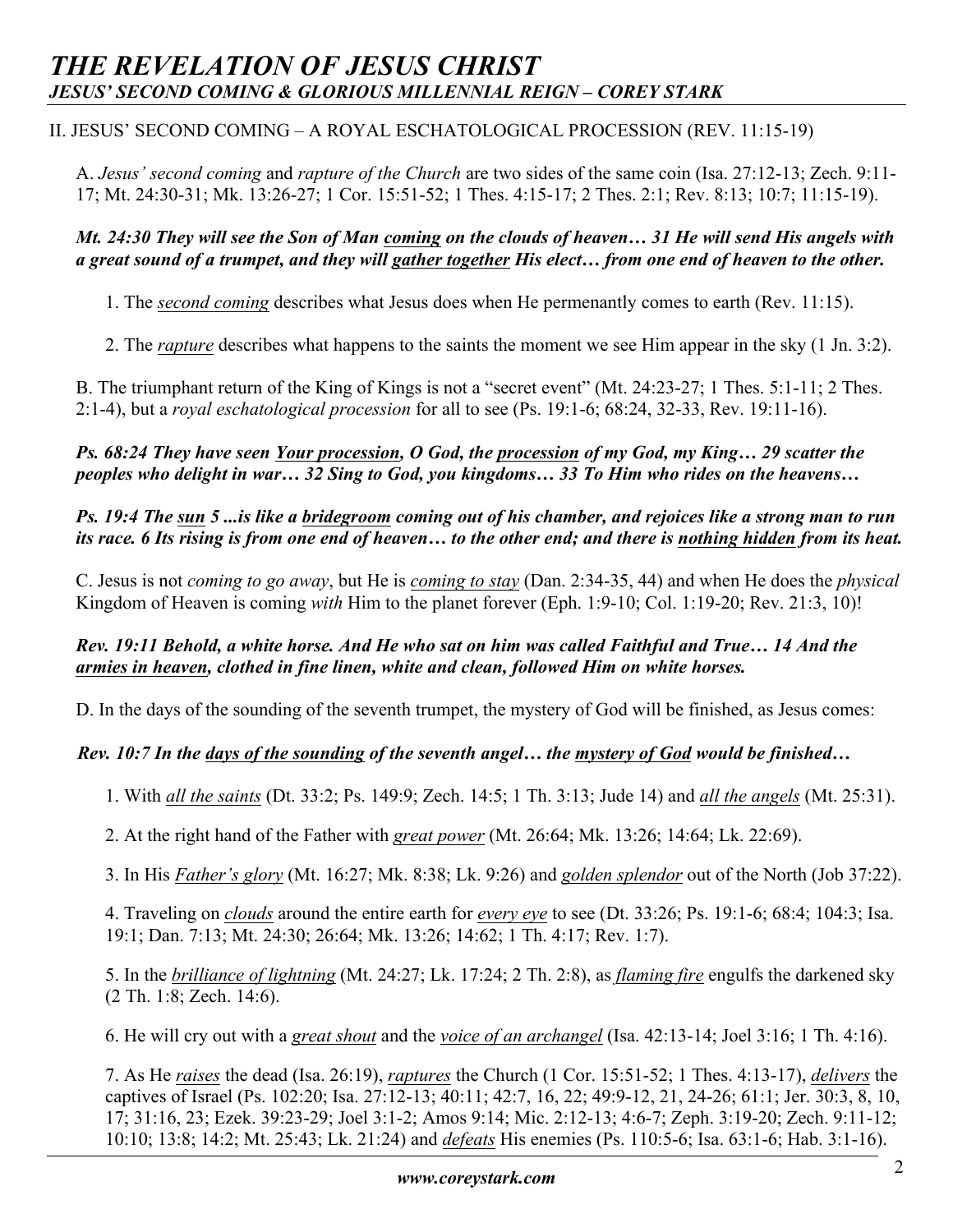## II. JESUS' SECOND COMING – A ROYAL ESCHATOLOGICAL PROCESSION (REV. 11:15-19)

A. *Jesus' second coming* and *rapture of the Church* are two sides of the same coin (Isa. 27:12-13; Zech. 9:11-17; Mt. 24:30-31; Mk. 13:26-27; 1 Cor. 15:51-52; 1 Thes. 4:15-17; 2 Thes. 2:1; Rev. 8:13; 10:7; 11:15-19).

***Mt. 24:30 They will see the Son of Man coming on the clouds of heaven… 31 He will send His angels with a great sound of a trumpet, and they will gather together His elect… from one end of heaven to the other.***

1. The *second coming* describes what Jesus does when He permenantly comes to earth (Rev. 11:15).

2. The *rapture* describes what happens to the saints the moment we see Him appear in the sky (1 Jn. 3:2).

B. The triumphant return of the King of Kings is not a "secret event" (Mt. 24:23-27; 1 Thes. 5:1-11; 2 Thes. 2:1-4), but a *royal eschatological procession* for all to see (Ps. 19:1-6; 68:24, 32-33, Rev. 19:11-16).

***Ps. 68:24 They have seen Your procession, O God, the procession of my God, my King… 29 scatter the peoples who delight in war… 32 Sing to God, you kingdoms… 33 To Him who rides on the heavens…***

***Ps. 19:4 The sun 5 ...is like a bridegroom coming out of his chamber, and rejoices like a strong man to run its race. 6 Its rising is from one end of heaven… to the other end; and there is nothing hidden from its heat.***

C. Jesus is not *coming to go away*, but He is *coming to stay* (Dan. 2:34-35, 44) and when He does the *physical* Kingdom of Heaven is coming *with* Him to the planet forever (Eph. 1:9-10; Col. 1:19-20; Rev. 21:3, 10)!

***Rev. 19:11 Behold, a white horse. And He who sat on him was called Faithful and True… 14 And the armies in heaven, clothed in fine linen, white and clean, followed Him on white horses.***

D. In the days of the sounding of the seventh trumpet, the mystery of God will be finished, as Jesus comes:

***Rev. 10:7 In the days of the sounding of the seventh angel… the mystery of God would be finished…***

1. With *all the saints* (Dt. 33:2; Ps. 149:9; Zech. 14:5; 1 Th. 3:13; Jude 14) and *all the angels* (Mt. 25:31).

2. At the right hand of the Father with *great power* (Mt. 26:64; Mk. 13:26; 14:64; Lk. 22:69).

3. In His *Father's glory* (Mt. 16:27; Mk. 8:38; Lk. 9:26) and *golden splendor* out of the North (Job 37:22).

4. Traveling on *clouds* around the entire earth for *every eye* to see (Dt. 33:26; Ps. 19:1-6; 68:4; 104:3; Isa. 19:1; Dan. 7:13; Mt. 24:30; 26:64; Mk. 13:26; 14:62; 1 Th. 4:17; Rev. 1:7).

5. In the *brilliance of lightning* (Mt. 24:27; Lk. 17:24; 2 Th. 2:8), as *flaming fire* engulfs the darkened sky (2 Th. 1:8; Zech. 14:6).

6. He will cry out with a *great shout* and the *voice of an archangel* (Isa. 42:13-14; Joel 3:16; 1 Th. 4:16).

7. As He *raises* the dead (Isa. 26:19), *raptures* the Church (1 Cor. 15:51-52; 1 Thes. 4:13-17), *delivers* the captives of Israel (Ps. 102:20; Isa. 27:12-13; 40:11; 42:7, 16, 22; 49:9-12, 21, 24-26; 61:1; Jer. 30:3, 8, 10, 17; 31:16, 23; Ezek. 39:23-29; Joel 3:1-2; Amos 9:14; Mic. 2:12-13; 4:6-7; Zeph. 3:19-20; Zech. 9:11-12; 10:10; 13:8; 14:2; Mt. 25:43; Lk. 21:24) and *defeats* His enemies (Ps. 110:5-6; Isa. 63:1-6; Hab. 3:1-16).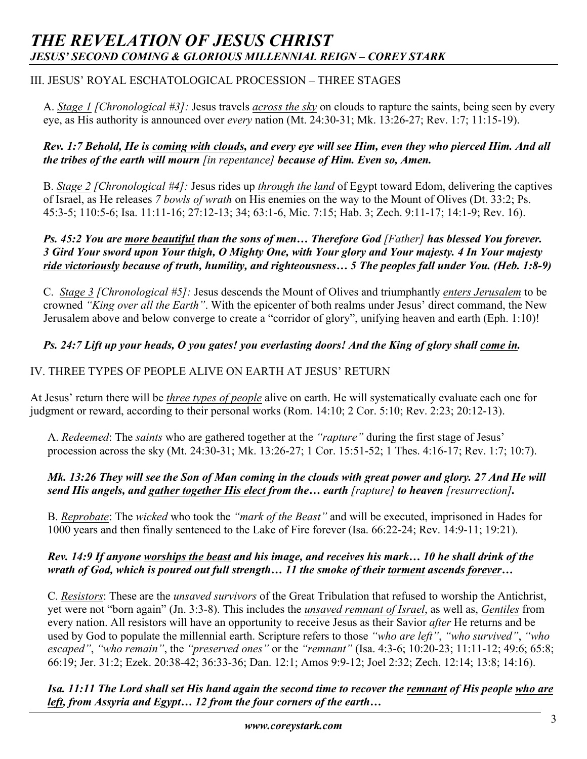## III. JESUS' ROYAL ESCHATOLOGICAL PROCESSION – THREE STAGES

A. *Stage 1 [Chronological #3]:* Jesus travels *across the sky* on clouds to rapture the saints, being seen by every eye, as His authority is announced over *every* nation (Mt. 24:30-31; Mk. 13:26-27; Rev. 1:7; 11:15-19).

***Rev. 1:7 Behold, He is coming with clouds, and every eye will see Him, even they who pierced Him. And all the tribes of the earth will mourn*** *[in repentance]* ***because of Him. Even so, Amen.***

B. *Stage 2 [Chronological #4]:* Jesus rides up *through the land* of Egypt toward Edom, delivering the captives of Israel, as He releases *7 bowls of wrath* on His enemies on the way to the Mount of Olives (Dt. 33:2; Ps. 45:3-5; 110:5-6; Isa. 11:11-16; 27:12-13; 34; 63:1-6, Mic. 7:15; Hab. 3; Zech. 9:11-17; 14:1-9; Rev. 16).

***Ps. 45:2 You are more beautiful than the sons of men… Therefore God*** *[Father]* ***has blessed You forever. 3 Gird Your sword upon Your thigh, O Mighty One, with Your glory and Your majesty. 4 In Your majesty ride victoriously because of truth, humility, and righteousness… 5 The peoples fall under You. (Heb. 1:8-9)***

C. *Stage 3 [Chronological #5]:* Jesus descends the Mount of Olives and triumphantly *enters Jerusalem* to be crowned *"King over all the Earth"*. With the epicenter of both realms under Jesus' direct command, the New Jerusalem above and below converge to create a "corridor of glory", unifying heaven and earth (Eph. 1:10)!

***Ps. 24:7 Lift up your heads, O you gates! you everlasting doors! And the King of glory shall come in.***

## IV. THREE TYPES OF PEOPLE ALIVE ON EARTH AT JESUS' RETURN

At Jesus' return there will be *three types of people* alive on earth. He will systematically evaluate each one for judgment or reward, according to their personal works (Rom. 14:10; 2 Cor. 5:10; Rev. 2:23; 20:12-13).

A. *Redeemed*: The *saints* who are gathered together at the *"rapture"* during the first stage of Jesus' procession across the sky (Mt. 24:30-31; Mk. 13:26-27; 1 Cor. 15:51-52; 1 Thes. 4:16-17; Rev. 1:7; 10:7).

***Mk. 13:26 They will see the Son of Man coming in the clouds with great power and glory. 27 And He will send His angels, and gather together His elect from the… earth*** *[rapture]* ***to heaven*** *[resurrection]****.***

B. *Reprobate*: The *wicked* who took the *"mark of the Beast"* and will be executed, imprisoned in Hades for 1000 years and then finally sentenced to the Lake of Fire forever (Isa. 66:22-24; Rev. 14:9-11; 19:21).

***Rev. 14:9 If anyone worships the beast and his image, and receives his mark… 10 he shall drink of the wrath of God, which is poured out full strength… 11 the smoke of their torment ascends forever…***

C. *Resistors*: These are the *unsaved survivors* of the Great Tribulation that refused to worship the Antichrist, yet were not "born again" (Jn. 3:3-8). This includes the *unsaved remnant of Israel*, as well as, *Gentiles* from every nation. All resistors will have an opportunity to receive Jesus as their Savior *after* He returns and be used by God to populate the millennial earth. Scripture refers to those *"who are left"*, *"who survived"*, *"who escaped"*, *"who remain"*, the *"preserved ones"* or the *"remnant"* (Isa. 4:3-6; 10:20-23; 11:11-12; 49:6; 65:8; 66:19; Jer. 31:2; Ezek. 20:38-42; 36:33-36; Dan. 12:1; Amos 9:9-12; Joel 2:32; Zech. 12:14; 13:8; 14:16).

***Isa. 11:11 The Lord shall set His hand again the second time to recover the remnant of His people who are left, from Assyria and Egypt… 12 from the four corners of the earth…***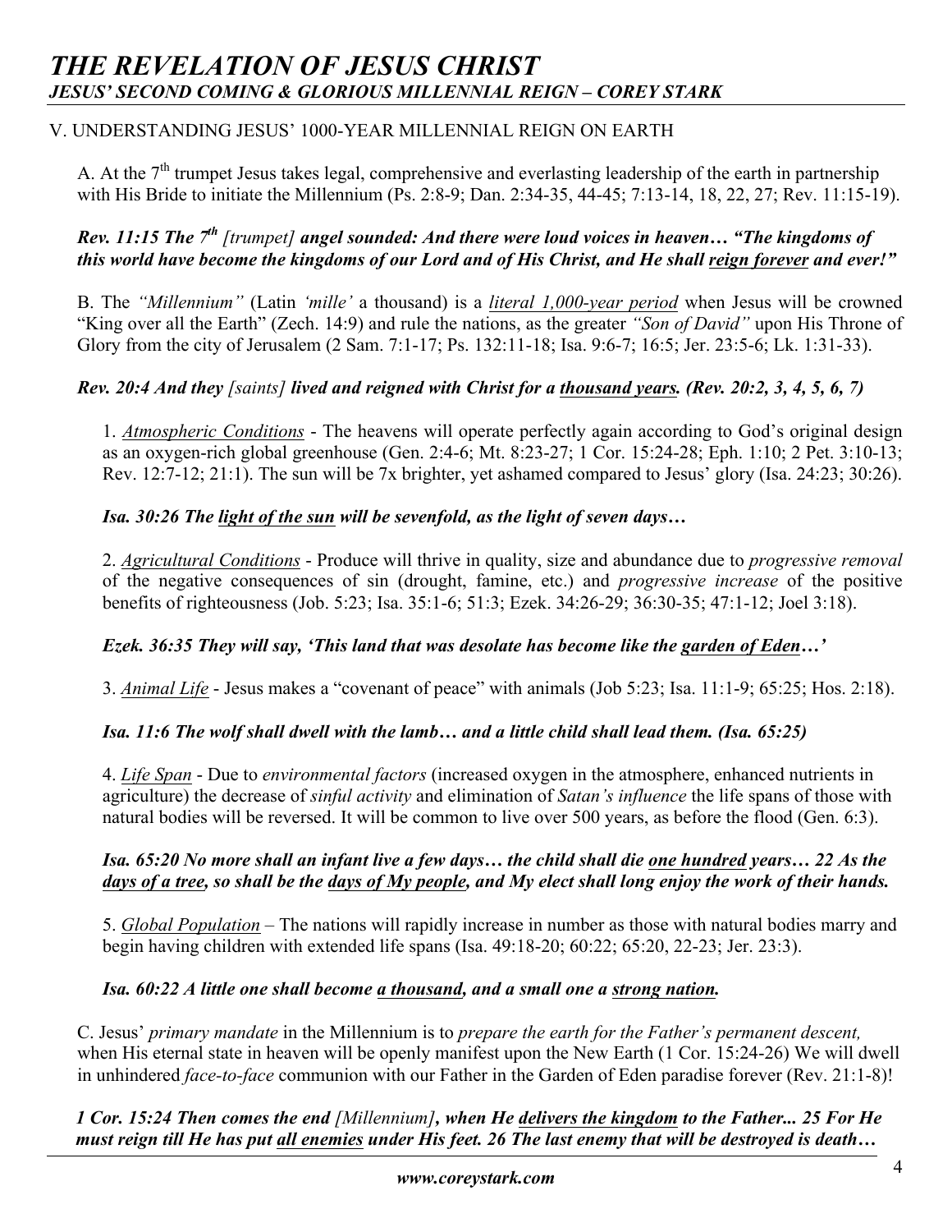## V. UNDERSTANDING JESUS' 1000-YEAR MILLENNIAL REIGN ON EARTH

A. At the 7th trumpet Jesus takes legal, comprehensive and everlasting leadership of the earth in partnership with His Bride to initiate the Millennium (Ps. 2:8-9; Dan. 2:34-35, 44-45; 7:13-14, 18, 22, 27; Rev. 11:15-19).

***Rev. 11:15 The 7th [trumpet] angel sounded: And there were loud voices in heaven… "The kingdoms of this world have become the kingdoms of our Lord and of His Christ, and He shall <u>reign forever</u> and ever!"***

B. The *"Millennium"* (Latin *'mille'* a thousand) is a *<u>literal 1,000-year period</u>* when Jesus will be crowned "King over all the Earth" (Zech. 14:9) and rule the nations, as the greater *"Son of David"* upon His Throne of Glory from the city of Jerusalem (2 Sam. 7:1-17; Ps. 132:11-18; Isa. 9:6-7; 16:5; Jer. 23:5-6; Lk. 1:31-33).

***Rev. 20:4 And they [saints] lived and reigned with Christ for a <u>thousand years</u>. (Rev. 20:2, 3, 4, 5, 6, 7)***

1. *<u>Atmospheric Conditions</u>* - The heavens will operate perfectly again according to God's original design as an oxygen-rich global greenhouse (Gen. 2:4-6; Mt. 8:23-27; 1 Cor. 15:24-28; Eph. 1:10; 2 Pet. 3:10-13; Rev. 12:7-12; 21:1). The sun will be 7x brighter, yet ashamed compared to Jesus' glory (Isa. 24:23; 30:26).

***Isa. 30:26 The <u>light of the sun</u> will be sevenfold, as the light of seven days…***

2. *<u>Agricultural Conditions</u>* - Produce will thrive in quality, size and abundance due to *progressive removal* of the negative consequences of sin (drought, famine, etc.) and *progressive increase* of the positive benefits of righteousness (Job. 5:23; Isa. 35:1-6; 51:3; Ezek. 34:26-29; 36:30-35; 47:1-12; Joel 3:18).

***Ezek. 36:35 They will say, 'This land that was desolate has become like the <u>garden of Eden</u>…'***

3. *<u>Animal Life</u>* - Jesus makes a "covenant of peace" with animals (Job 5:23; Isa. 11:1-9; 65:25; Hos. 2:18).

***Isa. 11:6 The wolf shall dwell with the lamb… and a little child shall lead them. (Isa. 65:25)***

4. *<u>Life Span</u>* - Due to *environmental factors* (increased oxygen in the atmosphere, enhanced nutrients in agriculture) the decrease of *sinful activity* and elimination of *Satan's influence* the life spans of those with natural bodies will be reversed. It will be common to live over 500 years, as before the flood (Gen. 6:3).

***Isa. 65:20 No more shall an infant live a few days… the child shall die <u>one hundred</u> years… 22 As the <u>days of a tree</u>, so shall be the <u>days of My people</u>, and My elect shall long enjoy the work of their hands.***

5. *<u>Global Population</u>* – The nations will rapidly increase in number as those with natural bodies marry and begin having children with extended life spans (Isa. 49:18-20; 60:22; 65:20, 22-23; Jer. 23:3).

***Isa. 60:22 A little one shall become <u>a thousand</u>, and a small one a <u>strong nation</u>.***

C. Jesus' *primary mandate* in the Millennium is to *prepare the earth for the Father's permanent descent,* when His eternal state in heaven will be openly manifest upon the New Earth (1 Cor. 15:24-26) We will dwell in unhindered *face-to-face* communion with our Father in the Garden of Eden paradise forever (Rev. 21:1-8)!

***1 Cor. 15:24 Then comes the end [Millennium], when He <u>delivers the kingdom</u> to the Father... 25 For He must reign till He has put <u>all enemies</u> under His feet. 26 The last enemy that will be destroyed is death…***